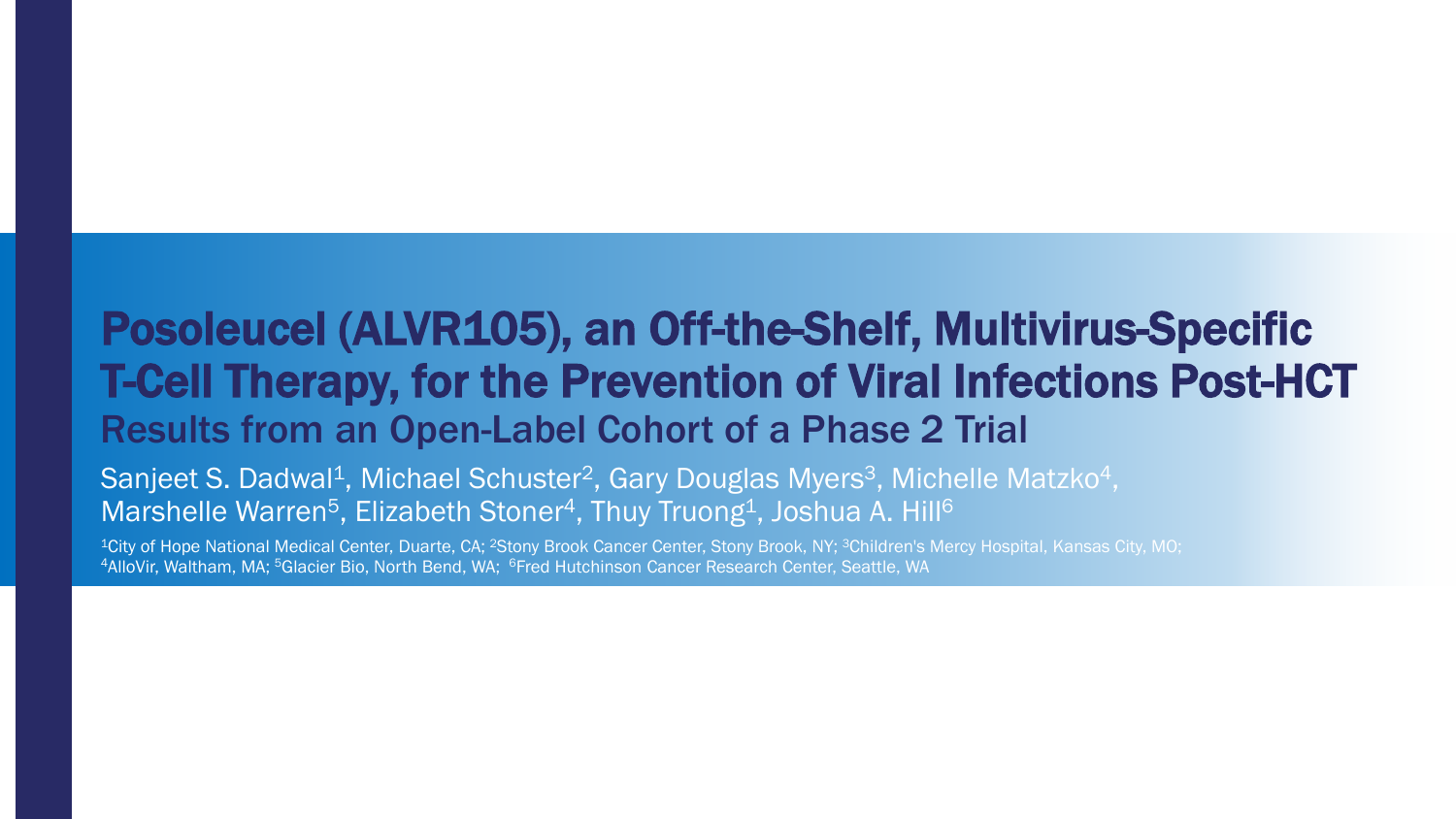# Posoleucel (ALVR105), an Off-the-Shelf, Multivirus-Specific T-Cell Therapy, for the Prevention of Viral Infections Post-HCT

## Results from an Open-Label Cohort of a Phase 2 Trial

Sanjeet S. Dadwal[1], Michael Schuster[2], Gary Douglas Myers[3], Michelle Matzko[4], Marshelle Warren[5], Elizabeth Stoner[4], Thuy Truong[1], Joshua A. Hill[6]

[1]City of Hope National Medical Center, Duarte, CA; [2]Stony Brook Cancer Center, Stony Brook, NY; [3]Children's Mercy Hospital, Kansas City, MO; [4]AlloVir, Waltham, MA; [5]Glacier Bio, North Bend, WA; [6]Fred Hutchinson Cancer Research Center, Seattle, WA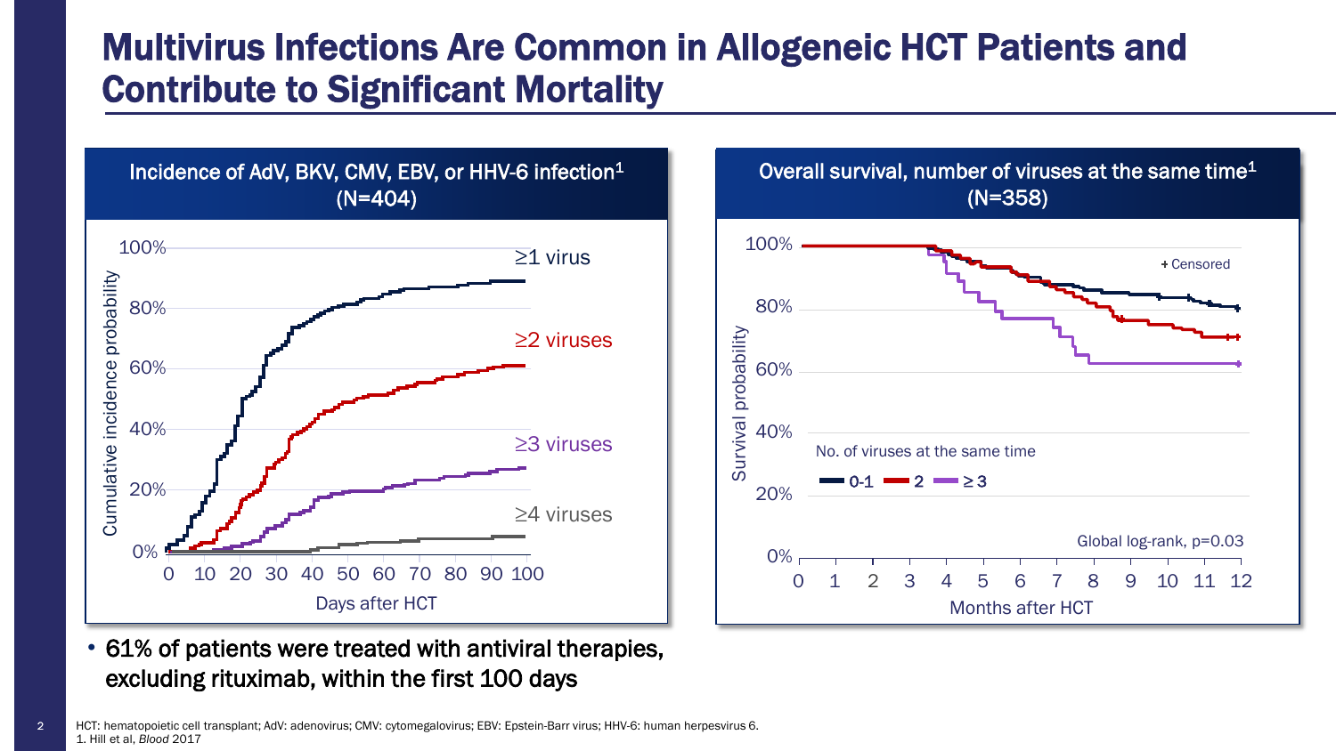# Multivirus Infections Are Common in Allogeneic HCT Patients and Contribute to Significant Mortality

**Incidence of AdV, BKV, CMV, EBV, or HHV-6 infection[1] (N=404)**

Cumulative incidence probability

100%, 80%, 60%, 40%, 20%, 0%

≥1 virus

≥2 viruses

≥3 viruses

≥4 viruses

0 10 20 30 40 50 60 70 80 90 100

Days after HCT

**Overall survival, number of viruses at the same time[1] (N=358)**

Survival probability

100%, 80%, 60%, 40%, 20%, 0%

+ Censored

No. of viruses at the same time

0-1 2 ≥ 3

Global log-rank, p=0.03

0 1 2 3 4 5 6 7 8 9 10 11 12

Months after HCT

- 61% of patients were treated with antiviral therapies, excluding rituximab, within the first 100 days

HCT: hematopoietic cell transplant; AdV: adenovirus; CMV: cytomegalovirus; EBV: Epstein-Barr virus; HHV-6: human herpesvirus 6.
1. Hill et al, *Blood* 2017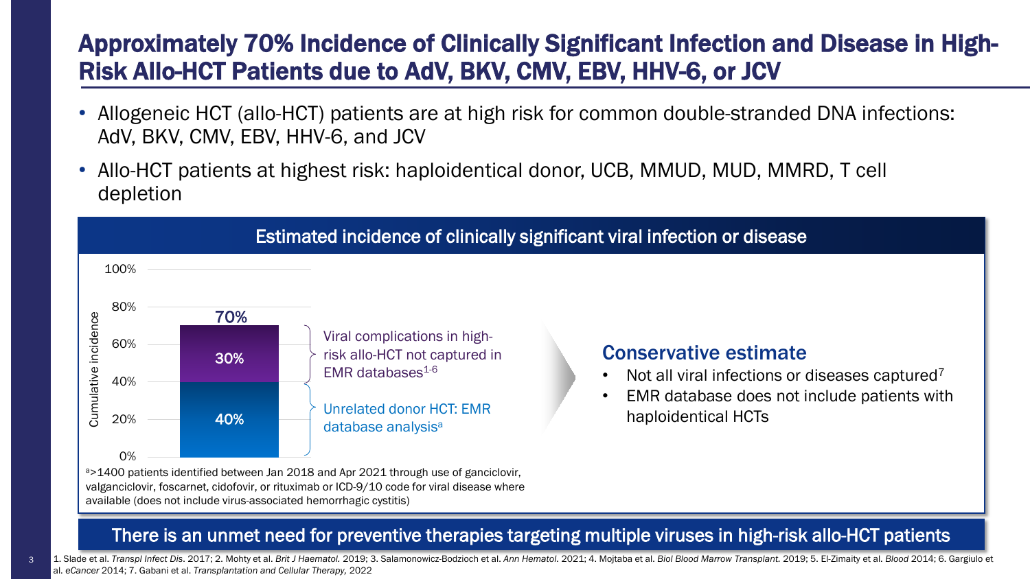# Approximately 70% Incidence of Clinically Significant Infection and Disease in High-Risk Allo-HCT Patients due to AdV, BKV, CMV, EBV, HHV-6, or JCV

- Allogeneic HCT (allo-HCT) patients are at high risk for common double-stranded DNA infections: AdV, BKV, CMV, EBV, HHV-6, and JCV
- Allo-HCT patients at highest risk: haploidentical donor, UCB, MMUD, MUD, MMRD, T cell depletion

## Estimated incidence of clinically significant viral infection or disease

Cumulative incidence (stacked bar): total 70%

| Component | Cumulative incidence |
| --- | --- |
| Viral complications in high-risk allo-HCT not captured in EMR databases[1-6] | 30% |
| Unrelated donor HCT: EMR database analysis[a] | 40% |
| **Total** | **70%** |

[a]>1400 patients identified between Jan 2018 and Apr 2021 through use of ganciclovir, valganciclovir, foscarnet, cidofovir, or rituximab or ICD-9/10 code for viral disease where available (does not include virus-associated hemorrhagic cystitis)

### Conservative estimate

- Not all viral infections or diseases captured[7]
- EMR database does not include patients with haploidentical HCTs

**There is an unmet need for preventive therapies targeting multiple viruses in high-risk allo-HCT patients**

1. Slade et al. *Transpl Infect Dis.* 2017; 2. Mohty et al. *Brit J Haematol.* 2019; 3. Salamonowicz-Bodzioch et al. *Ann Hematol.* 2021; 4. Mojtaba et al. *Biol Blood Marrow Transplant.* 2019; 5. El-Zimaity et al. *Blood* 2014; 6. Gargiulo et al. *eCancer* 2014; 7. Gabani et al. *Transplantation and Cellular Therapy,* 2022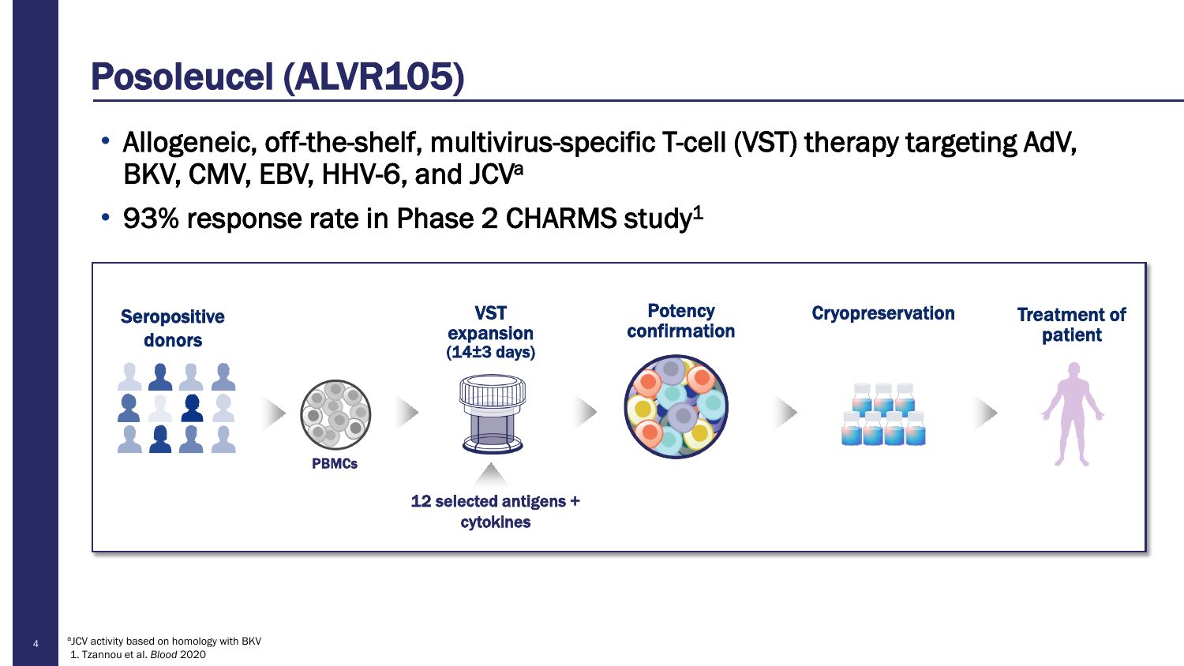# Posoleucel (ALVR105)

- Allogeneic, off-the-shelf, multivirus-specific T-cell (VST) therapy targeting AdV, BKV, CMV, EBV, HHV-6, and JCV[a]
- 93% response rate in Phase 2 CHARMS study[1]

Seropositive donors → PBMCs → VST expansion (14±3 days) → Potency confirmation → Cryopreservation → Treatment of patient

12 selected antigens + cytokines

[a]JCV activity based on homology with BKV

1. Tzannou et al. *Blood* 2020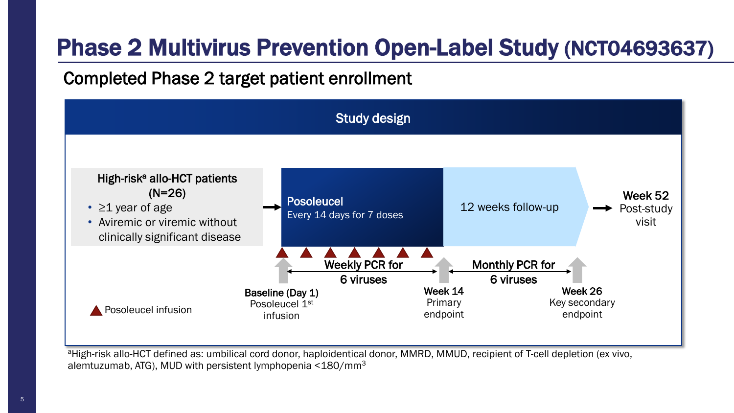# Phase 2 Multivirus Prevention Open-Label Study (NCT04693637)

## Completed Phase 2 target patient enrollment

### Study design

**High-risk[a] allo-HCT patients (N=26)**

- ≥1 year of age
- Aviremic or viremic without clinically significant disease

→ **Posoleucel** Every 14 days for 7 doses → 12 weeks follow-up → **Week 52** Post-study visit

▲ Posoleucel infusion

**Baseline (Day 1)** Posoleucel 1st infusion

**Weekly PCR for 6 viruses**

**Week 14** Primary endpoint

**Monthly PCR for 6 viruses**

**Week 26** Key secondary endpoint

[a]High-risk allo-HCT defined as: umbilical cord donor, haploidentical donor, MMRD, MMUD, recipient of T-cell depletion (ex vivo, alemtuzumab, ATG), MUD with persistent lymphopenia <180/mm$^3$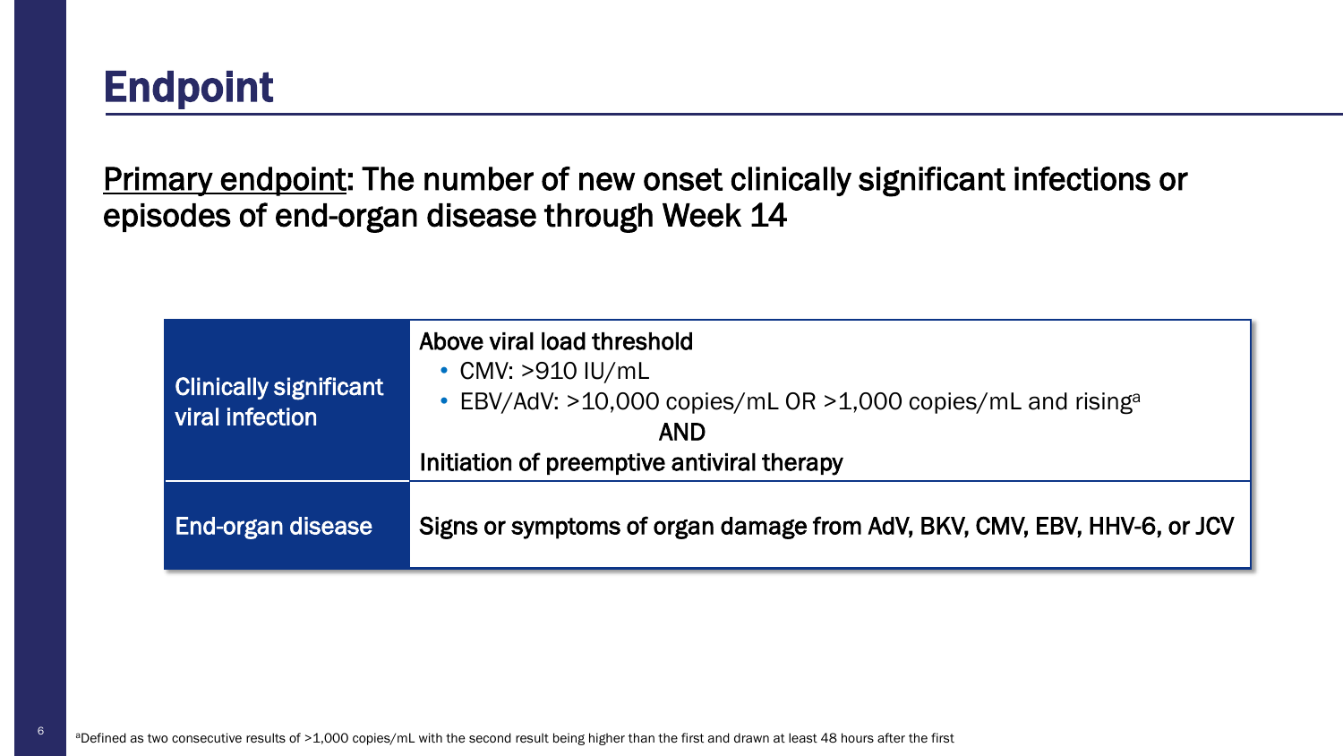# Endpoint

<u>Primary endpoint</u>: The number of new onset clinically significant infections or episodes of end-organ disease through Week 14

| | |
|---|---|
| Clinically significant viral infection | Above viral load threshold<br>• CMV: >910 IU/mL<br>• EBV/AdV: >10,000 copies/mL OR >1,000 copies/mL and rising[a]<br>AND<br>Initiation of preemptive antiviral therapy |
| End-organ disease | Signs or symptoms of organ damage from AdV, BKV, CMV, EBV, HHV-6, or JCV |

[a]Defined as two consecutive results of >1,000 copies/mL with the second result being higher than the first and drawn at least 48 hours after the first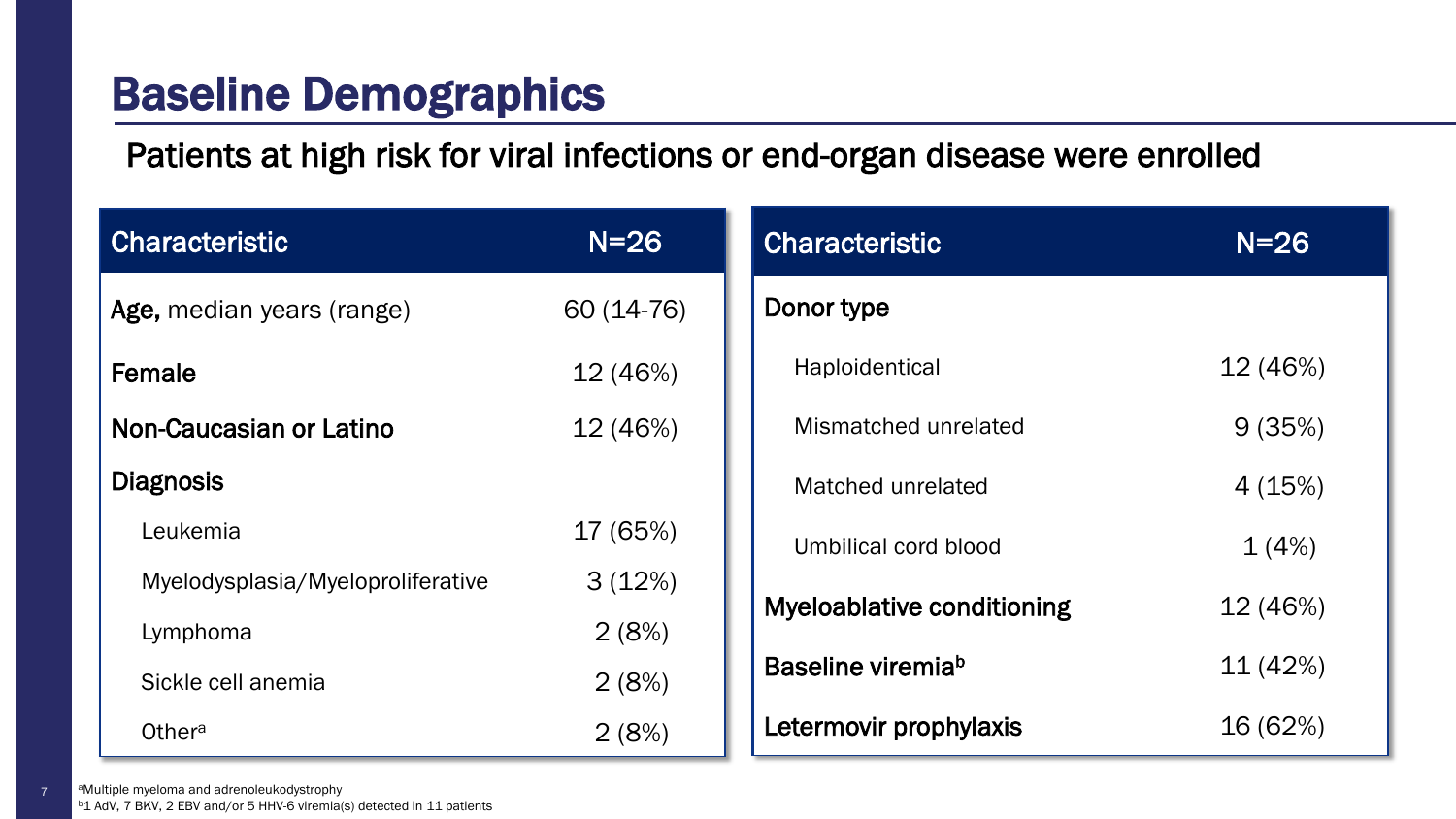# Baseline Demographics

Patients at high risk for viral infections or end-organ disease were enrolled

| Characteristic | N=26 |
|---|---|
| **Age,** median years (range) | 60 (14-76) |
| **Female** | 12 (46%) |
| **Non-Caucasian or Latino** | 12 (46%) |
| **Diagnosis** | |
| Leukemia | 17 (65%) |
| Myelodysplasia/Myeloproliferative | 3 (12%) |
| Lymphoma | 2 (8%) |
| Sickle cell anemia | 2 (8%) |
| Other[a] | 2 (8%) |

| Characteristic | N=26 |
|---|---|
| **Donor type** | |
| Haploidentical | 12 (46%) |
| Mismatched unrelated | 9 (35%) |
| Matched unrelated | 4 (15%) |
| Umbilical cord blood | 1 (4%) |
| **Myeloablative conditioning** | 12 (46%) |
| **Baseline viremia[b]** | 11 (42%) |
| **Letermovir prophylaxis** | 16 (62%) |

[a]Multiple myeloma and adrenoleukodystrophy

[b]1 AdV, 7 BKV, 2 EBV and/or 5 HHV-6 viremia(s) detected in 11 patients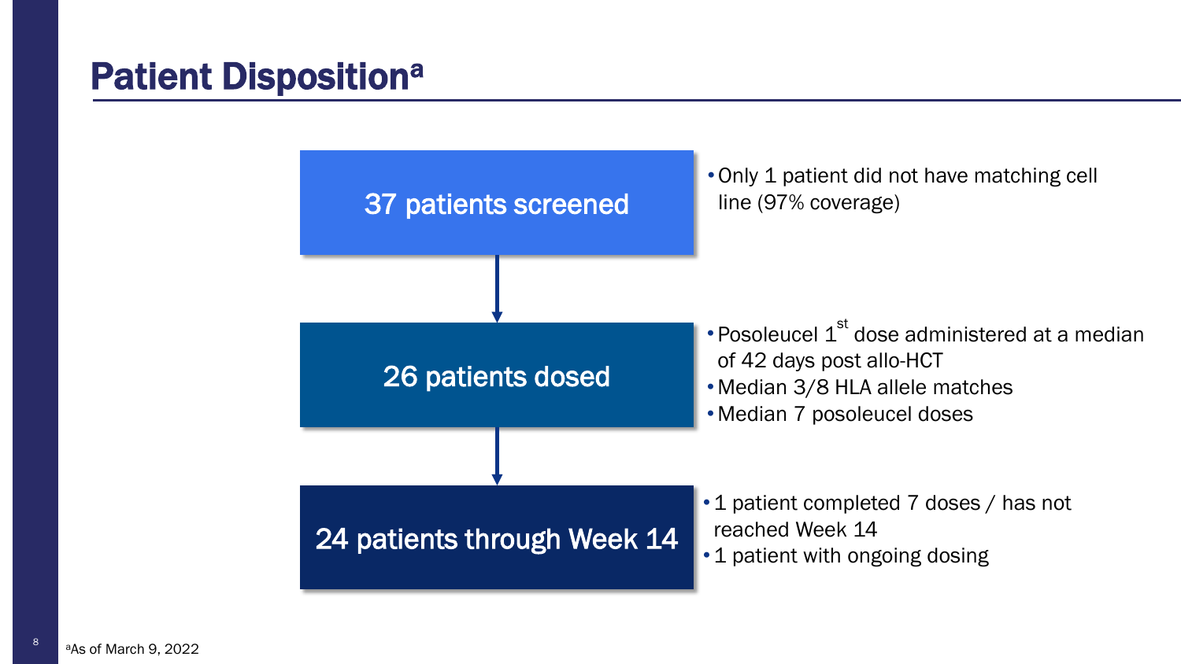# Patient Disposition[a]

**37 patients screened**

- Only 1 patient did not have matching cell line (97% coverage)

**26 patients dosed**

- Posoleucel 1st dose administered at a median of 42 days post allo-HCT
- Median 3/8 HLA allele matches
- Median 7 posoleucel doses

**24 patients through Week 14**

- 1 patient completed 7 doses / has not reached Week 14
- 1 patient with ongoing dosing

[a]As of March 9, 2022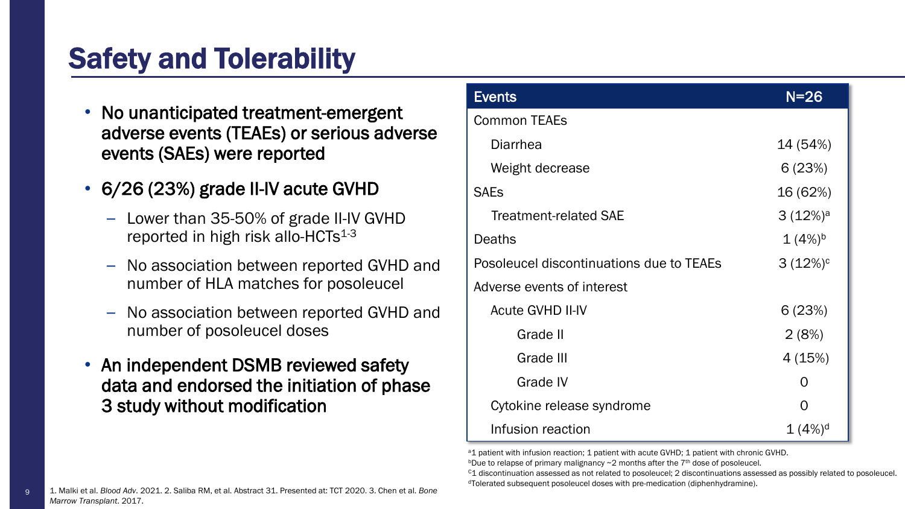# Safety and Tolerability

- **No unanticipated treatment-emergent adverse events (TEAEs) or serious adverse events (SAEs) were reported**
- 6/26 (23%) grade II-IV acute GVHD
  - Lower than 35-50% of grade II-IV GVHD reported in high risk allo-HCTs[1-3]
  - No association between reported GVHD and number of HLA matches for posoleucel
  - No association between reported GVHD and number of posoleucel doses
- **An independent DSMB reviewed safety data and endorsed the initiation of phase 3 study without modification**

| Events | N=26 |
|---|---|
| Common TEAEs | |
| Diarrhea | 14 (54%) |
| Weight decrease | 6 (23%) |
| SAEs | 16 (62%) |
| Treatment-related SAE | 3 (12%)[a] |
| Deaths | 1 (4%)[b] |
| Posoleucel discontinuations due to TEAEs | 3 (12%)[c] |
| Adverse events of interest | |
| Acute GVHD II-IV | 6 (23%) |
| Grade II | 2 (8%) |
| Grade III | 4 (15%) |
| Grade IV | 0 |
| Cytokine release syndrome | 0 |
| Infusion reaction | 1 (4%)[d] |

[a]1 patient with infusion reaction; 1 patient with acute GVHD; 1 patient with chronic GVHD.
[b]Due to relapse of primary malignancy ~2 months after the 7th dose of posoleucel.
[c]1 discontinuation assessed as not related to posoleucel; 2 discontinuations assessed as possibly related to posoleucel.
[d]Tolerated subsequent posoleucel doses with pre-medication (diphenhydramine).

1. Malki et al. *Blood Adv*. 2021. 2. Saliba RM, et al. Abstract 31. Presented at: TCT 2020. 3. Chen et al. *Bone Marrow Transplant*. 2017.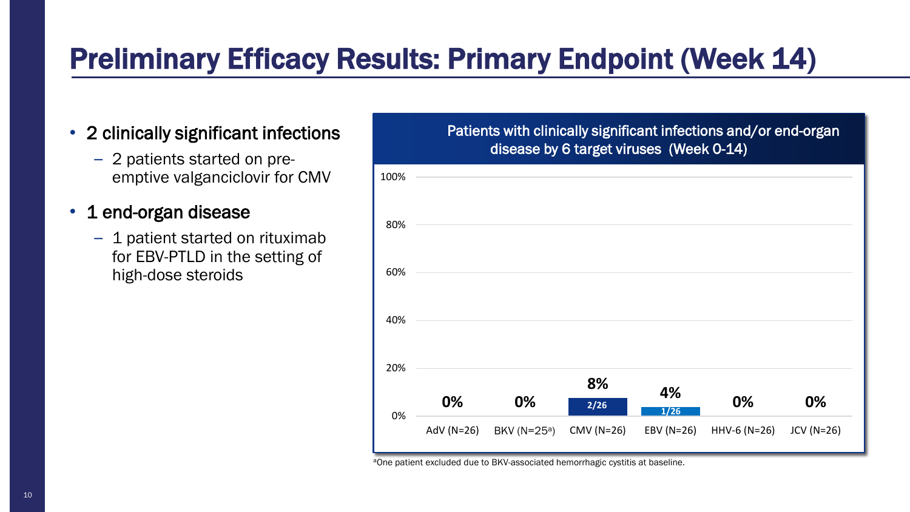# Preliminary Efficacy Results: Primary Endpoint (Week 14)

- 2 clinically significant infections
  - 2 patients started on pre-emptive valganciclovir for CMV
- 1 end-organ disease
  - 1 patient started on rituximab for EBV-PTLD in the setting of high-dose steroids

**Patients with clinically significant infections and/or end-organ disease by 6 target viruses (Week 0-14)**

| Virus | % | n/N |
|---|---|---|
| AdV (N=26) | 0% | |
| BKV (N=25[a]) | 0% | |
| CMV (N=26) | 8% | 2/26 |
| EBV (N=26) | 4% | 1/26 |
| HHV-6 (N=26) | 0% | |
| JCV (N=26) | 0% | |

[a]One patient excluded due to BKV-associated hemorrhagic cystitis at baseline.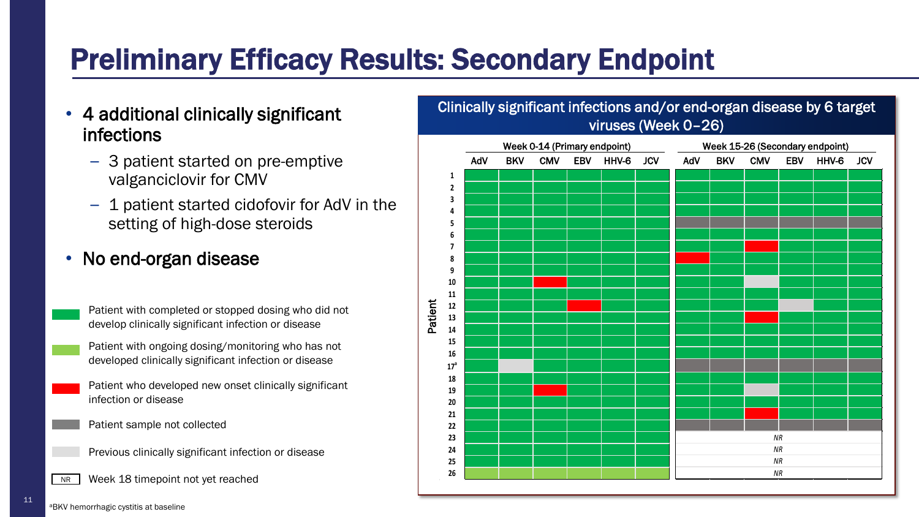# Preliminary Efficacy Results: Secondary Endpoint

- 4 additional clinically significant infections
  - 3 patient started on pre-emptive valganciclovir for CMV
  - 1 patient started cidofovir for AdV in the setting of high-dose steroids
- No end-organ disease

## Clinically significant infections and/or end-organ disease by 6 target viruses (Week 0–26)

| Patient | Week 0-14 (Primary endpoint) | | | | | | Week 15-26 (Secondary endpoint) | | | | | |
|---|---|---|---|---|---|---|---|---|---|---|---|---|
| | AdV | BKV | CMV | EBV | HHV-6 | JCV | AdV | BKV | CMV | EBV | HHV-6 | JCV |
| 1 | Green | Green | Green | Green | Green | Green | Green | Green | Green | Green | Green | Green |
| 2 | Green | Green | Green | Green | Green | Green | Green | Green | Green | Green | Green | Green |
| 3 | Green | Green | Green | Green | Green | Green | Green | Green | Green | Green | Green | Green |
| 4 | Green | Green | Green | Green | Green | Green | Green | Green | Green | Green | Green | Green |
| 5 | Green | Green | Green | Green | Green | Green | Dark gray | Dark gray | Dark gray | Dark gray | Dark gray | Dark gray |
| 6 | Green | Green | Green | Green | Green | Green | Green | Green | Green | Green | Green | Green |
| 7 | Green | Green | Green | Green | Green | Green | Green | Green | Red | Green | Green | Green |
| 8 | Green | Green | Green | Green | Green | Green | Red | Green | Green | Green | Green | Green |
| 9 | Green | Green | Green | Green | Green | Green | Green | Green | Green | Green | Green | Green |
| 10 | Green | Green | Red | Green | Green | Green | Green | Green | Light gray | Green | Green | Green |
| 11 | Green | Green | Green | Green | Green | Green | Green | Green | Green | Green | Green | Green |
| 12 | Green | Green | Green | Red | Green | Green | Green | Green | Green | Light gray | Green | Green |
| 13 | Green | Green | Green | Green | Green | Green | Green | Green | Red | Green | Green | Green |
| 14 | Green | Green | Green | Green | Green | Green | Green | Green | Green | Green | Green | Green |
| 15 | Green | Green | Green | Green | Green | Green | Green | Green | Green | Green | Green | Green |
| 16 | Green | Green | Green | Green | Green | Green | Green | Green | Green | Green | Green | Green |
| 17[a] | Green | Light gray | Green | Green | Green | Green | Dark gray | Dark gray | Dark gray | Dark gray | Dark gray | Dark gray |
| 18 | Green | Green | Green | Green | Green | Green | Green | Green | Green | Green | Green | Green |
| 19 | Green | Green | Red | Green | Green | Green | Green | Green | Light gray | Green | Green | Green |
| 20 | Green | Green | Green | Green | Green | Green | Green | Green | Green | Green | Green | Green |
| 21 | Green | Green | Green | Green | Green | Green | Green | Green | Red | Green | Green | Green |
| 22 | Green | Green | Green | Green | Green | Green | Dark gray | Dark gray | Dark gray | Dark gray | Dark gray | Dark gray |
| 23 | Green | Green | Green | Green | Green | Green | NR | | | | | |
| 24 | Green | Green | Green | Green | Green | Green | NR | | | | | |
| 25 | Green | Green | Green | Green | Green | Green | NR | | | | | |
| 26 | Light green | Light green | Light green | Light green | Light green | Light green | NR | | | | | |

- Green: Patient with completed or stopped dosing who did not develop clinically significant infection or disease
- Light green: Patient with ongoing dosing/monitoring who has not developed clinically significant infection or disease
- Red: Patient who developed new onset clinically significant infection or disease
- Dark gray: Patient sample not collected
- Light gray: Previous clinically significant infection or disease
- NR: Week 18 timepoint not yet reached

[a]BKV hemorrhagic cystitis at baseline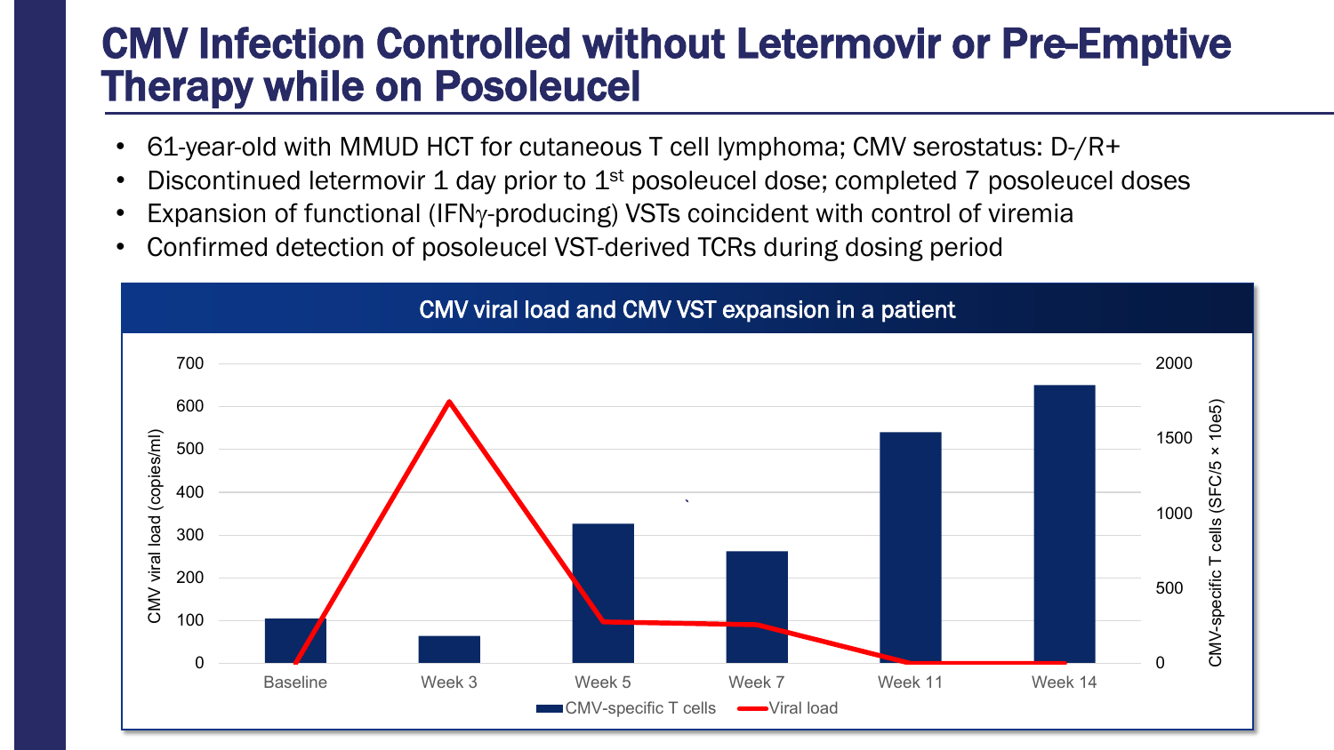# CMV Infection Controlled without Letermovir or Pre-Emptive Therapy while on Posoleucel

- 61-year-old with MMUD HCT for cutaneous T cell lymphoma; CMV serostatus: D-/R+
- Discontinued letermovir 1 day prior to 1st posoleucel dose; completed 7 posoleucel doses
- Expansion of functional (IFNγ-producing) VSTs coincident with control of viremia
- Confirmed detection of posoleucel VST-derived TCRs during dosing period

**CMV viral load and CMV VST expansion in a patient**

Left axis: CMV viral load (copies/ml), 0–700
Right axis: CMV-specific T cells (SFC/5 × 10e5), 0–2000

Time points: Baseline, Week 3, Week 5, Week 7, Week 11, Week 14

Legend: CMV-specific T cells; Viral load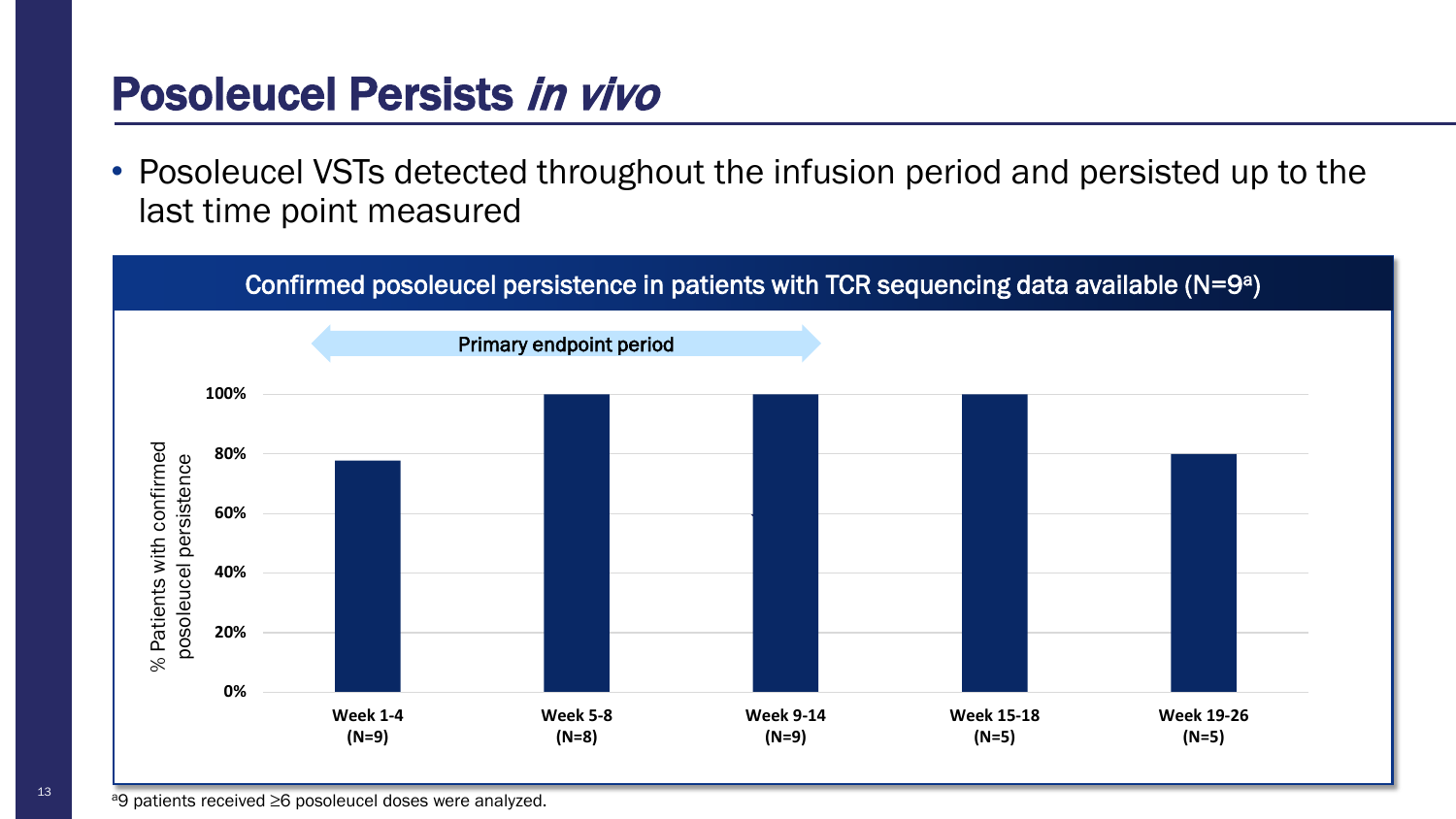# Posoleucel Persists *in vivo*

- Posoleucel VSTs detected throughout the infusion period and persisted up to the last time point measured

**Confirmed posoleucel persistence in patients with TCR sequencing data available (N=9[a])**

Primary endpoint period

| Time period | % Patients with confirmed posoleucel persistence |
|---|---|
| Week 1-4 (N=9) | ~78% |
| Week 5-8 (N=8) | 100% |
| Week 9-14 (N=9) | 100% |
| Week 15-18 (N=5) | 100% |
| Week 19-26 (N=5) | 80% |

[a]9 patients received ≥6 posoleucel doses were analyzed.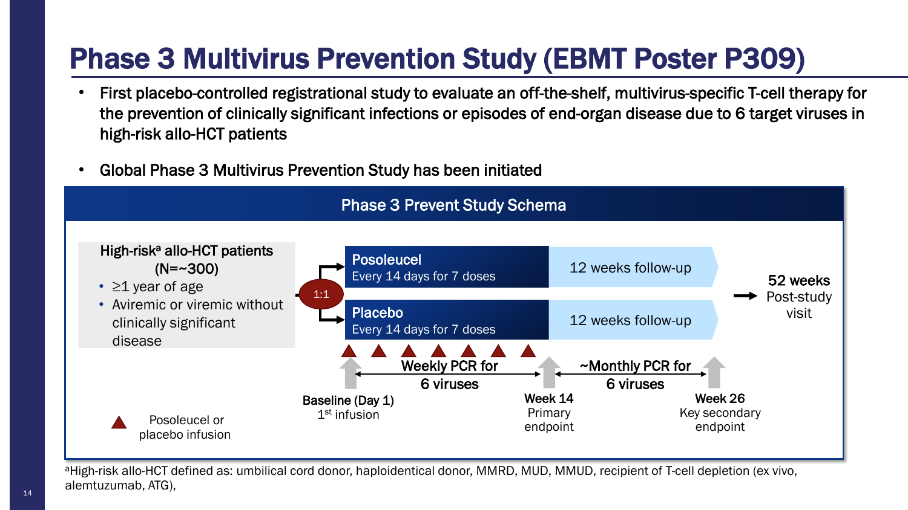# Phase 3 Multivirus Prevention Study (EBMT Poster P309)

- First placebo-controlled registrational study to evaluate an off-the-shelf, multivirus-specific T-cell therapy for the prevention of clinically significant infections or episodes of end-organ disease due to 6 target viruses in high-risk allo-HCT patients
- Global Phase 3 Multivirus Prevention Study has been initiated

## Phase 3 Prevent Study Schema

**High-risk[a] allo-HCT patients (N=~300)**

- ≥1 year of age
- Aviremic or viremic without clinically significant disease

1:1

**Posoleucel**
Every 14 days for 7 doses — 12 weeks follow-up

**Placebo**
Every 14 days for 7 doses — 12 weeks follow-up

→ **52 weeks** Post-study visit

Baseline (Day 1) 1[st] infusion — Weekly PCR for 6 viruses — Week 14 Primary endpoint — ~Monthly PCR for 6 viruses — Week 26 Key secondary endpoint

▲ Posoleucel or placebo infusion

[a]High-risk allo-HCT defined as: umbilical cord donor, haploidentical donor, MMRD, MUD, MMUD, recipient of T-cell depletion (ex vivo, alemtuzumab, ATG),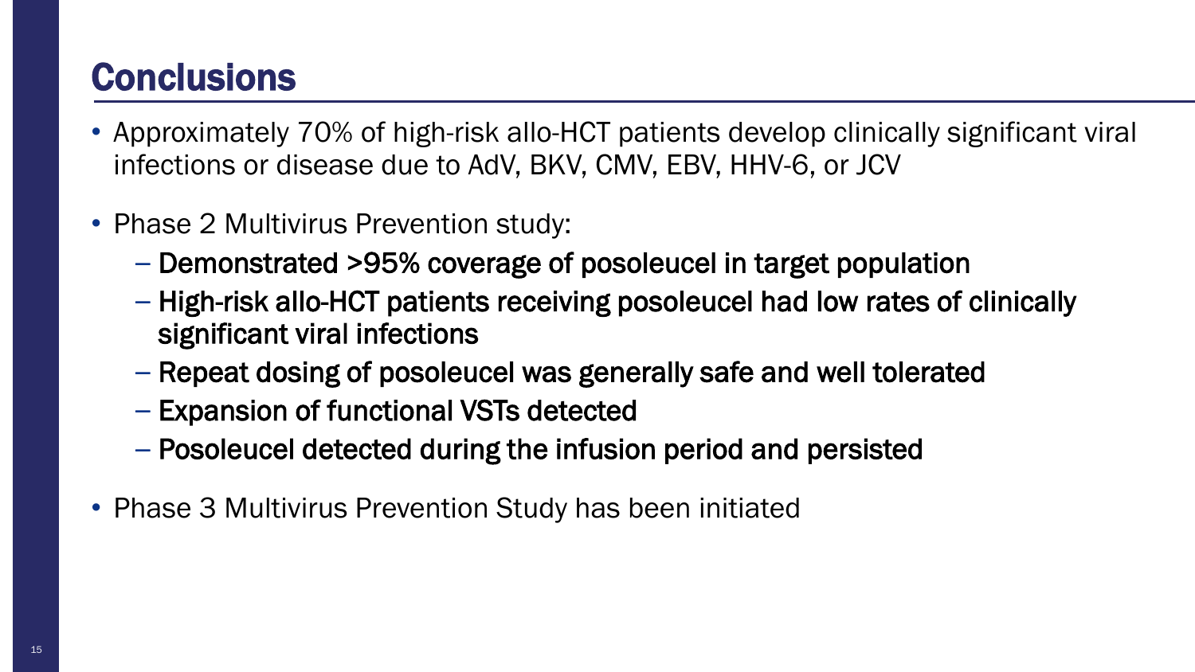# Conclusions

- Approximately 70% of high-risk allo-HCT patients develop clinically significant viral infections or disease due to AdV, BKV, CMV, EBV, HHV-6, or JCV
- Phase 2 Multivirus Prevention study:
  - Demonstrated >95% coverage of posoleucel in target population
  - High-risk allo-HCT patients receiving posoleucel had low rates of clinically significant viral infections
  - Repeat dosing of posoleucel was generally safe and well tolerated
  - Expansion of functional VSTs detected
  - Posoleucel detected during the infusion period and persisted
- Phase 3 Multivirus Prevention Study has been initiated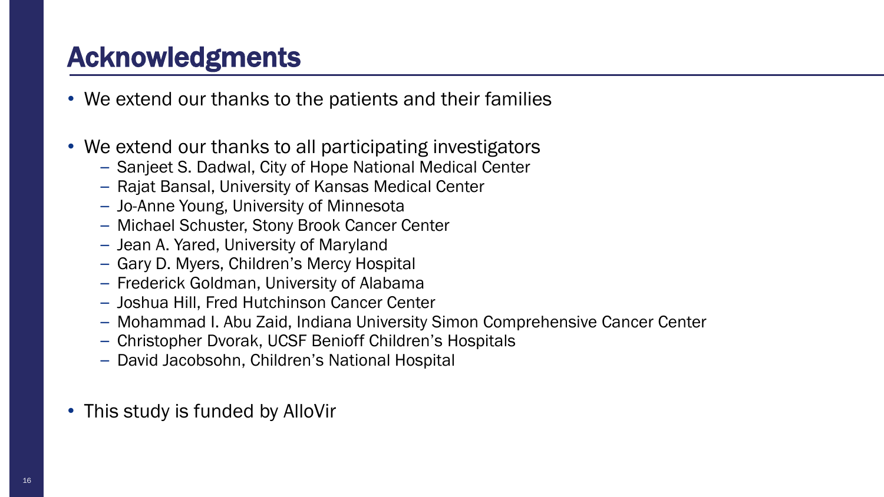# Acknowledgments

- We extend our thanks to the patients and their families

- We extend our thanks to all participating investigators
  - Sanjeet S. Dadwal, City of Hope National Medical Center
  - Rajat Bansal, University of Kansas Medical Center
  - Jo-Anne Young, University of Minnesota
  - Michael Schuster, Stony Brook Cancer Center
  - Jean A. Yared, University of Maryland
  - Gary D. Myers, Children's Mercy Hospital
  - Frederick Goldman, University of Alabama
  - Joshua Hill, Fred Hutchinson Cancer Center
  - Mohammad I. Abu Zaid, Indiana University Simon Comprehensive Cancer Center
  - Christopher Dvorak, UCSF Benioff Children's Hospitals
  - David Jacobsohn, Children's National Hospital

- This study is funded by AlloVir